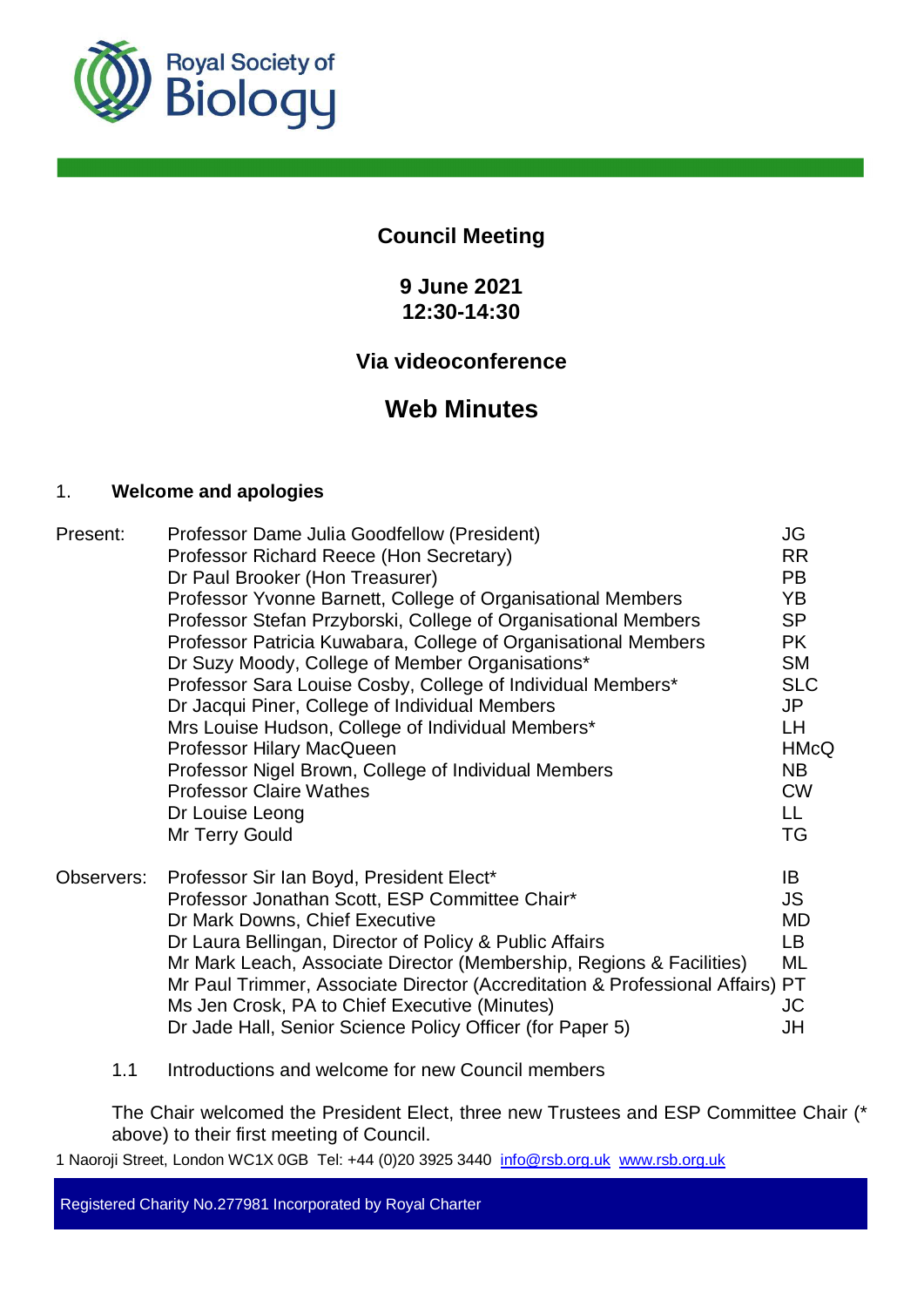# Council Meeting

## 9 June 2021
## 12:30-14:30

## Via videoconference

# Web Minutes

### 1. Welcome and apologies

| | | |
|---|---|---|
| Present: | Professor Dame Julia Goodfellow (President) | JG |
| | Professor Richard Reece (Hon Secretary) | RR |
| | Dr Paul Brooker (Hon Treasurer) | PB |
| | Professor Yvonne Barnett, College of Organisational Members | YB |
| | Professor Stefan Przyborski, College of Organisational Members | SP |
| | Professor Patricia Kuwabara, College of Organisational Members | PK |
| | Dr Suzy Moody, College of Member Organisations* | SM |
| | Professor Sara Louise Cosby, College of Individual Members* | SLC |
| | Dr Jacqui Piner, College of Individual Members | JP |
| | Mrs Louise Hudson, College of Individual Members* | LH |
| | Professor Hilary MacQueen | HMcQ |
| | Professor Nigel Brown, College of Individual Members | NB |
| | Professor Claire Wathes | CW |
| | Dr Louise Leong | LL |
| | Mr Terry Gould | TG |
| Observers: | Professor Sir Ian Boyd, President Elect* | IB |
| | Professor Jonathan Scott, ESP Committee Chair* | JS |
| | Dr Mark Downs, Chief Executive | MD |
| | Dr Laura Bellingan, Director of Policy & Public Affairs | LB |
| | Mr Mark Leach, Associate Director (Membership, Regions & Facilities) | ML |
| | Mr Paul Trimmer, Associate Director (Accreditation & Professional Affairs) | PT |
| | Ms Jen Crosk, PA to Chief Executive (Minutes) | JC |
| | Dr Jade Hall, Senior Science Policy Officer (for Paper 5) | JH |

1.1 Introductions and welcome for new Council members

The Chair welcomed the President Elect, three new Trustees and ESP Committee Chair (* above) to their first meeting of Council.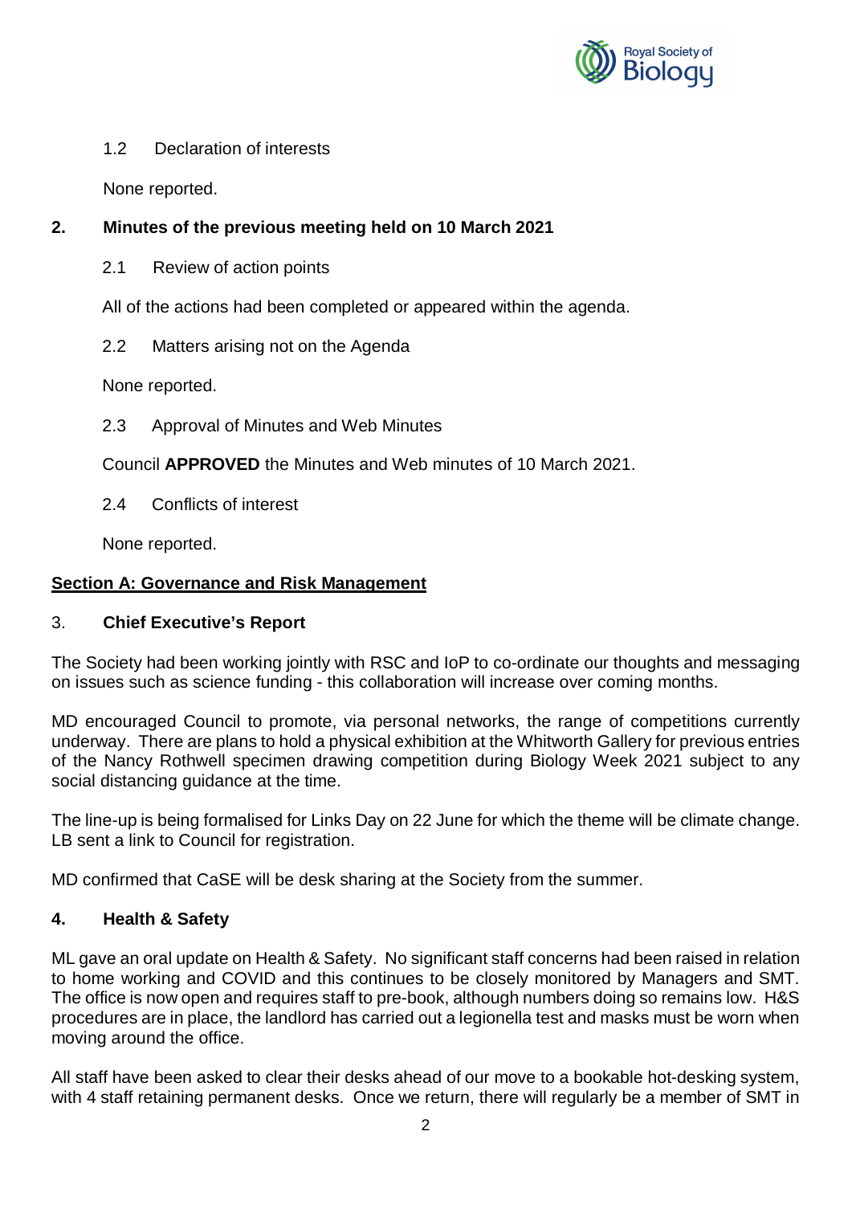1.2 Declaration of interests

None reported.

## 2. Minutes of the previous meeting held on 10 March 2021

2.1 Review of action points

All of the actions had been completed or appeared within the agenda.

2.2 Matters arising not on the Agenda

None reported.

2.3 Approval of Minutes and Web Minutes

Council **APPROVED** the Minutes and Web minutes of 10 March 2021.

2.4 Conflicts of interest

None reported.

## <u>Section A: Governance and Risk Management</u>

### 3. Chief Executive's Report

The Society had been working jointly with RSC and IoP to co-ordinate our thoughts and messaging on issues such as science funding - this collaboration will increase over coming months.

MD encouraged Council to promote, via personal networks, the range of competitions currently underway. There are plans to hold a physical exhibition at the Whitworth Gallery for previous entries of the Nancy Rothwell specimen drawing competition during Biology Week 2021 subject to any social distancing guidance at the time.

The line-up is being formalised for Links Day on 22 June for which the theme will be climate change. LB sent a link to Council for registration.

MD confirmed that CaSE will be desk sharing at the Society from the summer.

### 4. Health & Safety

ML gave an oral update on Health & Safety. No significant staff concerns had been raised in relation to home working and COVID and this continues to be closely monitored by Managers and SMT. The office is now open and requires staff to pre-book, although numbers doing so remains low. H&S procedures are in place, the landlord has carried out a legionella test and masks must be worn when moving around the office.

All staff have been asked to clear their desks ahead of our move to a bookable hot-desking system, with 4 staff retaining permanent desks. Once we return, there will regularly be a member of SMT in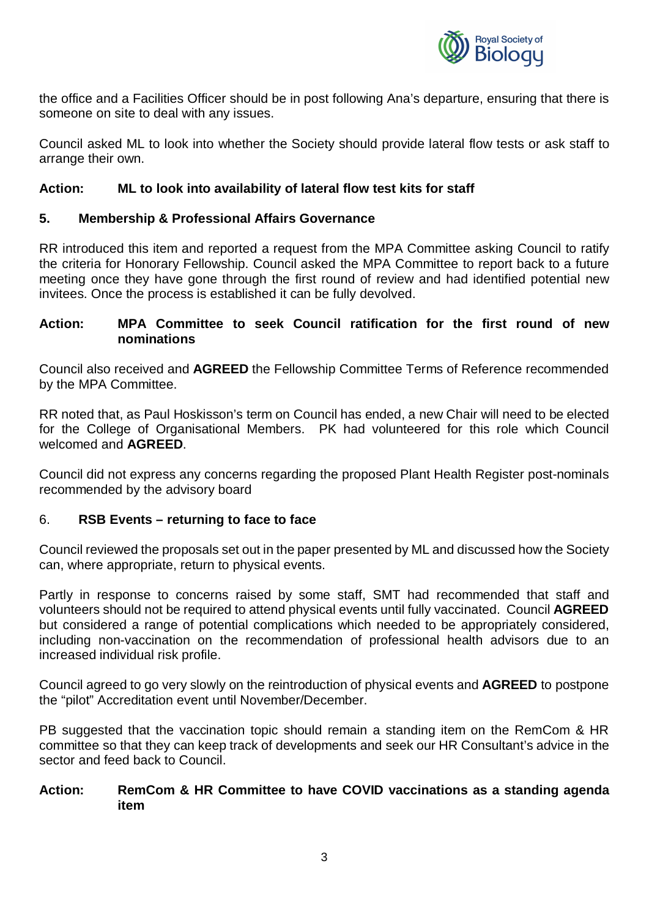the office and a Facilities Officer should be in post following Ana's departure, ensuring that there is someone on site to deal with any issues.

Council asked ML to look into whether the Society should provide lateral flow tests or ask staff to arrange their own.

**Action: ML to look into availability of lateral flow test kits for staff**

## 5. Membership & Professional Affairs Governance

RR introduced this item and reported a request from the MPA Committee asking Council to ratify the criteria for Honorary Fellowship. Council asked the MPA Committee to report back to a future meeting once they have gone through the first round of review and had identified potential new invitees. Once the process is established it can be fully devolved.

**Action: MPA Committee to seek Council ratification for the first round of new nominations**

Council also received and **AGREED** the Fellowship Committee Terms of Reference recommended by the MPA Committee.

RR noted that, as Paul Hoskisson's term on Council has ended, a new Chair will need to be elected for the College of Organisational Members. PK had volunteered for this role which Council welcomed and **AGREED**.

Council did not express any concerns regarding the proposed Plant Health Register post-nominals recommended by the advisory board

## 6. RSB Events – returning to face to face

Council reviewed the proposals set out in the paper presented by ML and discussed how the Society can, where appropriate, return to physical events.

Partly in response to concerns raised by some staff, SMT had recommended that staff and volunteers should not be required to attend physical events until fully vaccinated. Council **AGREED** but considered a range of potential complications which needed to be appropriately considered, including non-vaccination on the recommendation of professional health advisors due to an increased individual risk profile.

Council agreed to go very slowly on the reintroduction of physical events and **AGREED** to postpone the "pilot" Accreditation event until November/December.

PB suggested that the vaccination topic should remain a standing item on the RemCom & HR committee so that they can keep track of developments and seek our HR Consultant's advice in the sector and feed back to Council.

**Action: RemCom & HR Committee to have COVID vaccinations as a standing agenda item**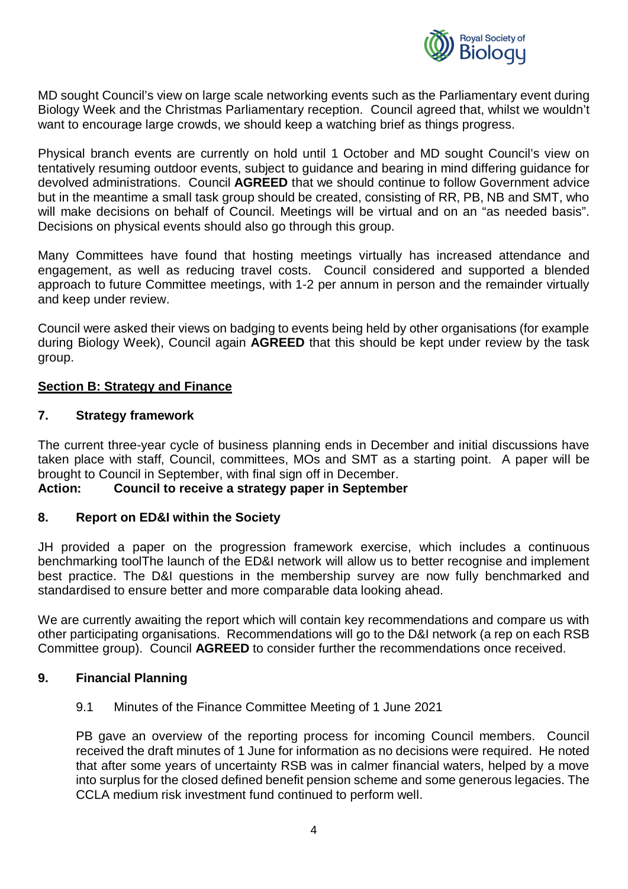MD sought Council's view on large scale networking events such as the Parliamentary event during Biology Week and the Christmas Parliamentary reception. Council agreed that, whilst we wouldn't want to encourage large crowds, we should keep a watching brief as things progress.

Physical branch events are currently on hold until 1 October and MD sought Council's view on tentatively resuming outdoor events, subject to guidance and bearing in mind differing guidance for devolved administrations. Council **AGREED** that we should continue to follow Government advice but in the meantime a small task group should be created, consisting of RR, PB, NB and SMT, who will make decisions on behalf of Council. Meetings will be virtual and on an "as needed basis". Decisions on physical events should also go through this group.

Many Committees have found that hosting meetings virtually has increased attendance and engagement, as well as reducing travel costs. Council considered and supported a blended approach to future Committee meetings, with 1-2 per annum in person and the remainder virtually and keep under review.

Council were asked their views on badging to events being held by other organisations (for example during Biology Week), Council again **AGREED** that this should be kept under review by the task group.

## Section B: Strategy and Finance

### 7. Strategy framework

The current three-year cycle of business planning ends in December and initial discussions have taken place with staff, Council, committees, MOs and SMT as a starting point. A paper will be brought to Council in September, with final sign off in December.

**Action: Council to receive a strategy paper in September**

### 8. Report on ED&I within the Society

JH provided a paper on the progression framework exercise, which includes a continuous benchmarking toolThe launch of the ED&I network will allow us to better recognise and implement best practice. The D&I questions in the membership survey are now fully benchmarked and standardised to ensure better and more comparable data looking ahead.

We are currently awaiting the report which will contain key recommendations and compare us with other participating organisations. Recommendations will go to the D&I network (a rep on each RSB Committee group). Council **AGREED** to consider further the recommendations once received.

### 9. Financial Planning

9.1 Minutes of the Finance Committee Meeting of 1 June 2021

PB gave an overview of the reporting process for incoming Council members. Council received the draft minutes of 1 June for information as no decisions were required. He noted that after some years of uncertainty RSB was in calmer financial waters, helped by a move into surplus for the closed defined benefit pension scheme and some generous legacies. The CCLA medium risk investment fund continued to perform well.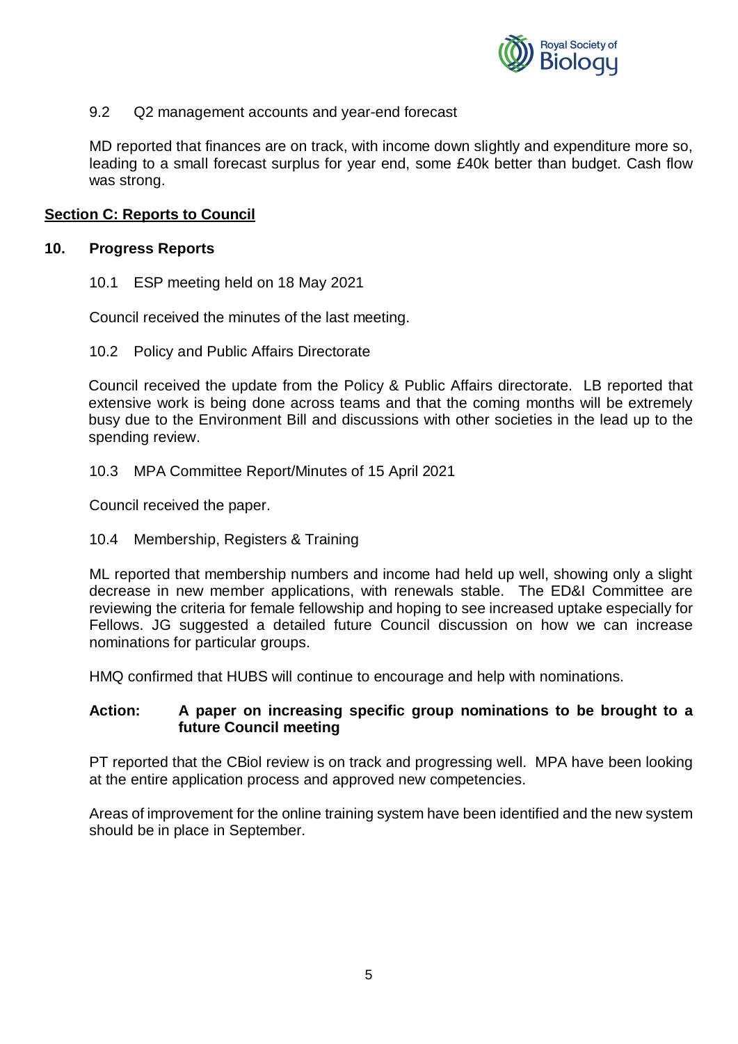9.2 Q2 management accounts and year-end forecast

MD reported that finances are on track, with income down slightly and expenditure more so, leading to a small forecast surplus for year end, some £40k better than budget. Cash flow was strong.

## Section C: Reports to Council

### 10. Progress Reports

10.1 ESP meeting held on 18 May 2021

Council received the minutes of the last meeting.

10.2 Policy and Public Affairs Directorate

Council received the update from the Policy & Public Affairs directorate. LB reported that extensive work is being done across teams and that the coming months will be extremely busy due to the Environment Bill and discussions with other societies in the lead up to the spending review.

10.3 MPA Committee Report/Minutes of 15 April 2021

Council received the paper.

10.4 Membership, Registers & Training

ML reported that membership numbers and income had held up well, showing only a slight decrease in new member applications, with renewals stable. The ED&I Committee are reviewing the criteria for female fellowship and hoping to see increased uptake especially for Fellows. JG suggested a detailed future Council discussion on how we can increase nominations for particular groups.

HMQ confirmed that HUBS will continue to encourage and help with nominations.

**Action: A paper on increasing specific group nominations to be brought to a future Council meeting**

PT reported that the CBiol review is on track and progressing well. MPA have been looking at the entire application process and approved new competencies.

Areas of improvement for the online training system have been identified and the new system should be in place in September.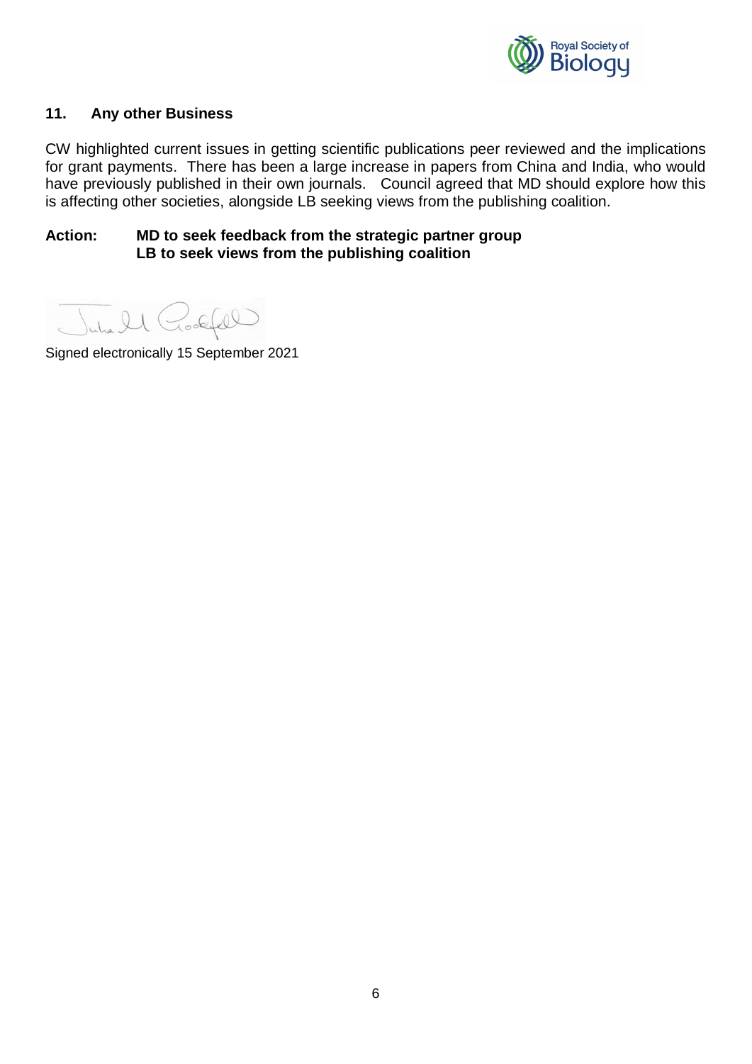## 11. Any other Business

CW highlighted current issues in getting scientific publications peer reviewed and the implications for grant payments. There has been a large increase in papers from China and India, who would have previously published in their own journals. Council agreed that MD should explore how this is affecting other societies, alongside LB seeking views from the publishing coalition.

**Action: MD to seek feedback from the strategic partner group**
**LB to seek views from the publishing coalition**

Signed electronically 15 September 2021